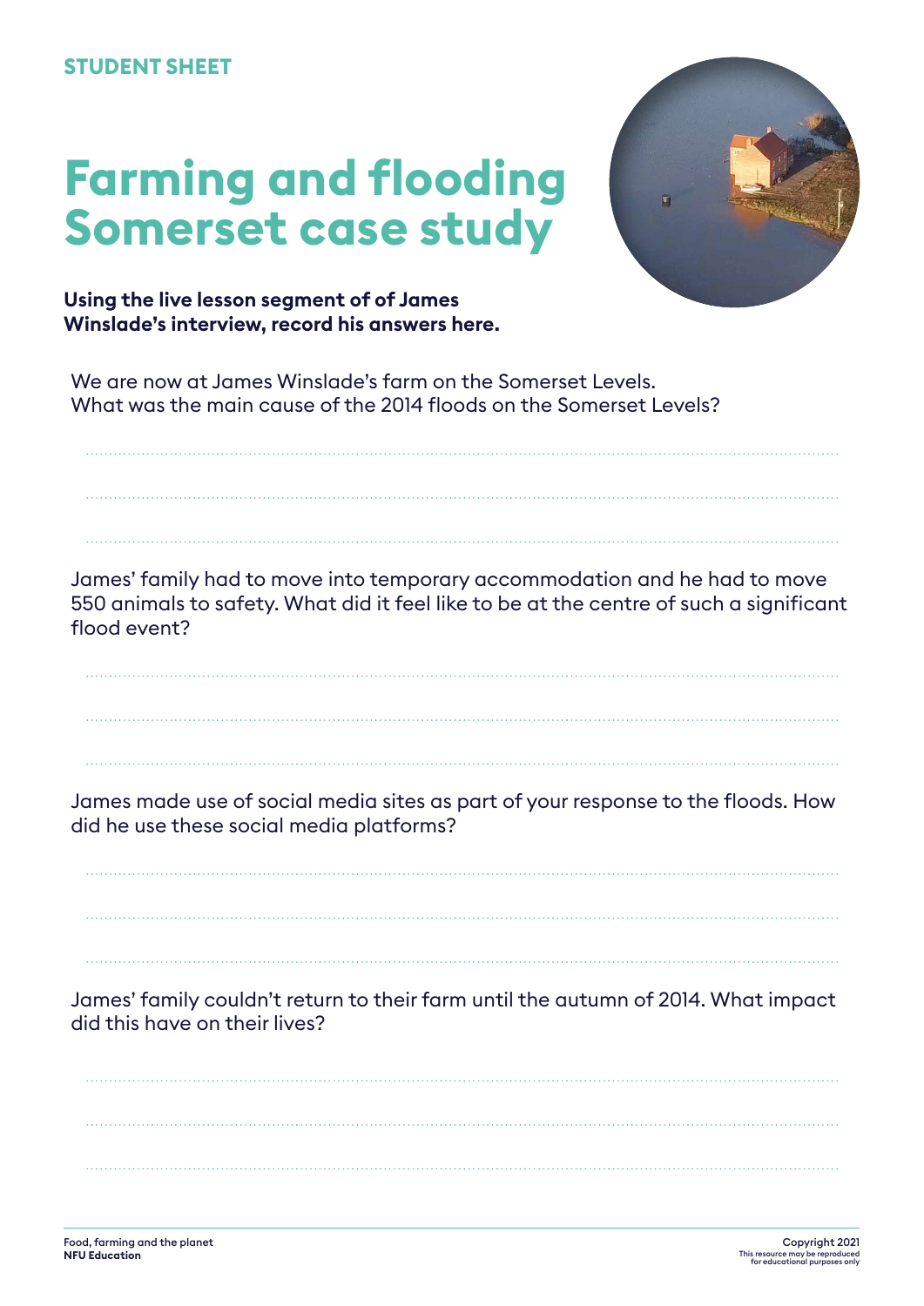STUDENT SHEET

# Farming and flooding Somerset case study

**Using the live lesson segment of of James Winslade's interview, record his answers here.**

We are now at James Winslade's farm on the Somerset Levels.
What was the main cause of the 2014 floods on the Somerset Levels?

.......................................................................................................................................................

.......................................................................................................................................................

.......................................................................................................................................................

James' family had to move into temporary accommodation and he had to move 550 animals to safety. What did it feel like to be at the centre of such a significant flood event?

.......................................................................................................................................................

.......................................................................................................................................................

.......................................................................................................................................................

James made use of social media sites as part of your response to the floods. How did he use these social media platforms?

.......................................................................................................................................................

.......................................................................................................................................................

.......................................................................................................................................................

James' family couldn't return to their farm until the autumn of 2014. What impact did this have on their lives?

.......................................................................................................................................................

.......................................................................................................................................................

.......................................................................................................................................................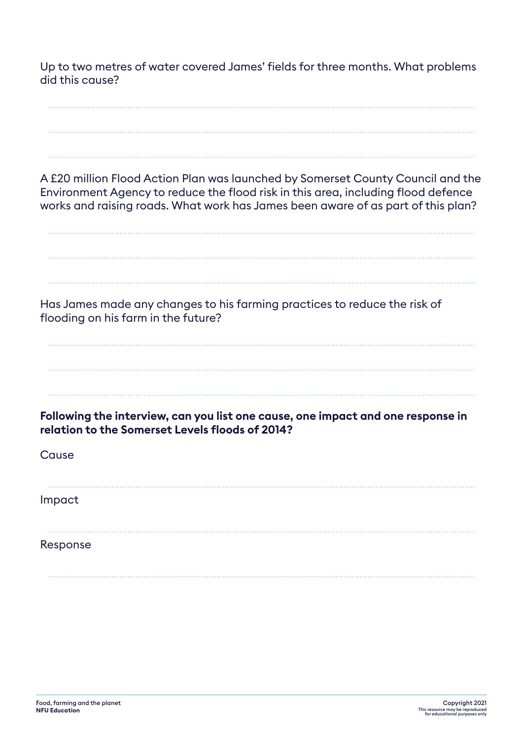Up to two metres of water covered James' fields for three months. What problems did this cause?

A £20 million Flood Action Plan was launched by Somerset County Council and the Environment Agency to reduce the flood risk in this area, including flood defence works and raising roads. What work has James been aware of as part of this plan?

Has James made any changes to his farming practices to reduce the risk of flooding on his farm in the future?

**Following the interview, can you list one cause, one impact and one response in relation to the Somerset Levels floods of 2014?**

Cause

Impact

Response